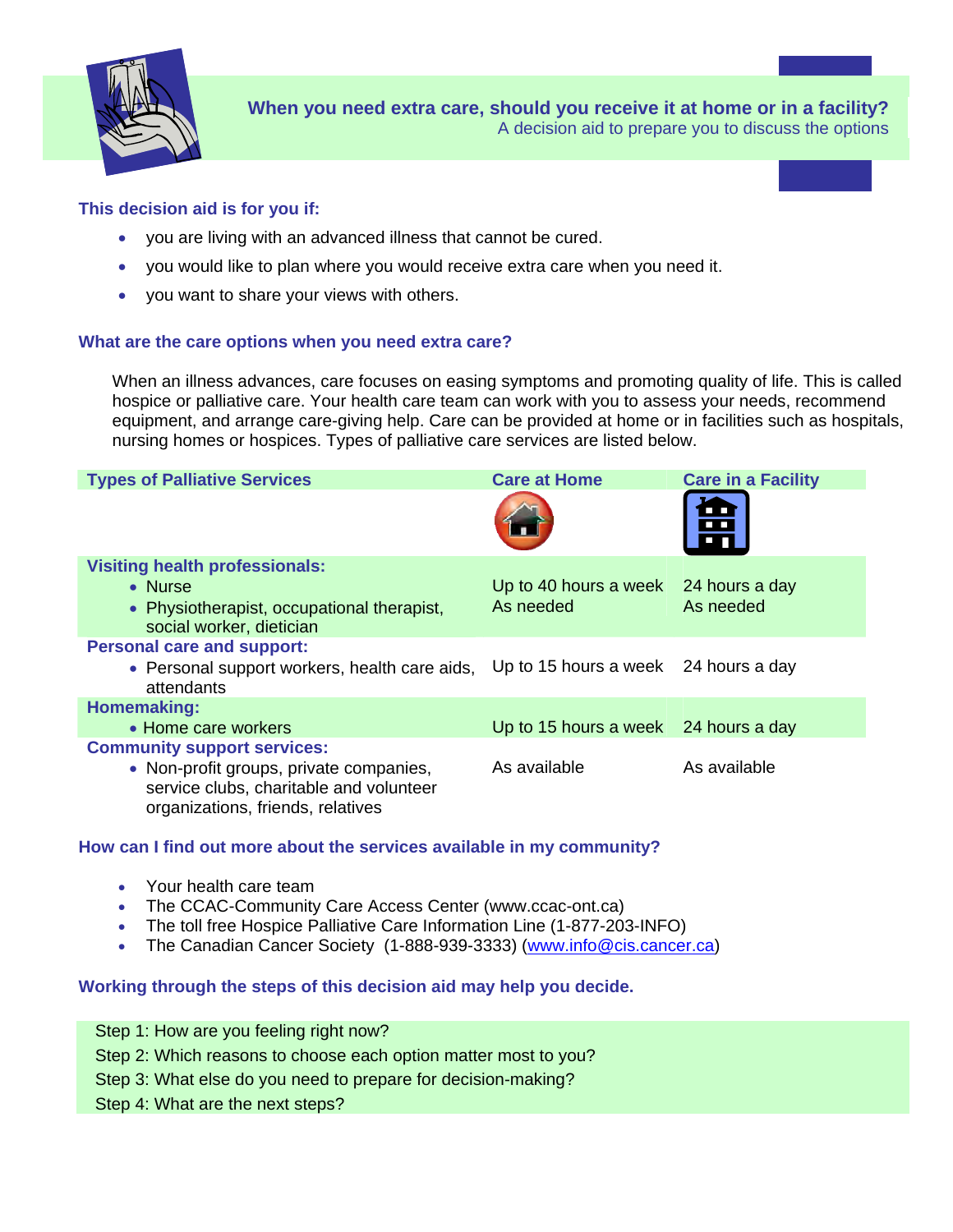# When you need extra care, should you receive it at home or in a facility?

A decision aid to prepare you to discuss the options

## This decision aid is for you if:

- you are living with an advanced illness that cannot be cured.
- you would like to plan where you would receive extra care when you need it.
- you want to share your views with others.

## What are the care options when you need extra care?

When an illness advances, care focuses on easing symptoms and promoting quality of life. This is called hospice or palliative care. Your health care team can work with you to assess your needs, recommend equipment, and arrange care-giving help. Care can be provided at home or in facilities such as hospitals, nursing homes or hospices. Types of palliative care services are listed below.

| Types of Palliative Services | Care at Home | Care in a Facility |
|---|---|---|
| **Visiting health professionals:** | | |
| • Nurse | Up to 40 hours a week | 24 hours a day |
| • Physiotherapist, occupational therapist, social worker, dietician | As needed | As needed |
| **Personal care and support:** | | |
| • Personal support workers, health care aids, attendants | Up to 15 hours a week | 24 hours a day |
| **Homemaking:** | | |
| • Home care workers | Up to 15 hours a week | 24 hours a day |
| **Community support services:** | | |
| • Non-profit groups, private companies, service clubs, charitable and volunteer organizations, friends, relatives | As available | As available |

## How can I find out more about the services available in my community?

- Your health care team
- The CCAC-Community Care Access Center (www.ccac-ont.ca)
- The toll free Hospice Palliative Care Information Line (1-877-203-INFO)
- The Canadian Cancer Society (1-888-939-3333) (www.info@cis.cancer.ca)

## Working through the steps of this decision aid may help you decide.

Step 1: How are you feeling right now?
Step 2: Which reasons to choose each option matter most to you?
Step 3: What else do you need to prepare for decision-making?
Step 4: What are the next steps?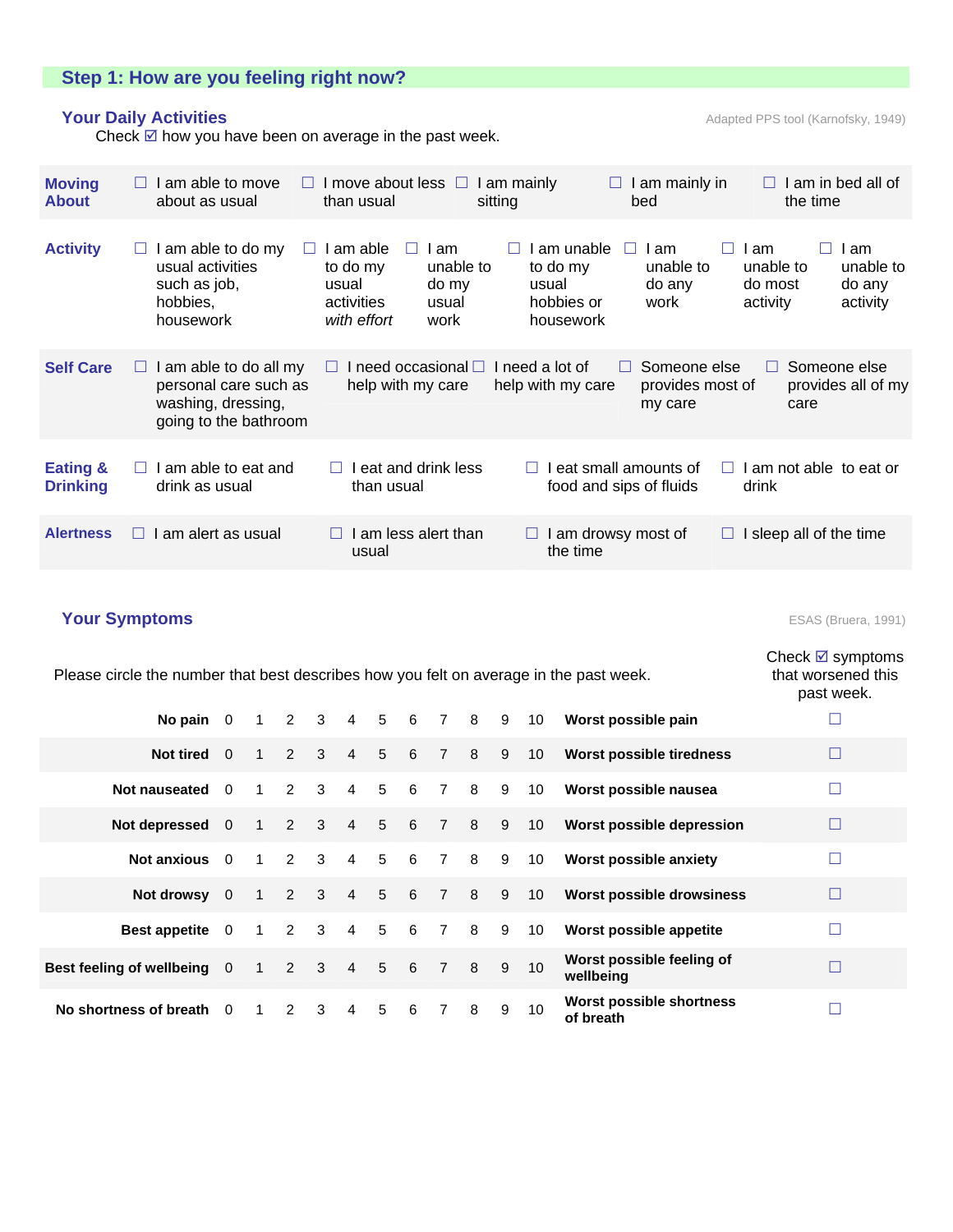## Step 1: How are you feeling right now?

### Your Daily Activities

Adapted PPS tool (Karnofsky, 1949)

Check ☑ how you have been on average in the past week.

| | | | | | | | |
|---|---|---|---|---|---|---|---|
| **Moving About** | ☐ I am able to move about as usual | ☐ I move about less than usual | ☐ I am mainly sitting | ☐ I am mainly in bed | ☐ I am in bed all of the time | | |
| **Activity** | ☐ I am able to do my usual activities such as job, hobbies, housework | ☐ I am able to do my usual activities *with effort* | ☐ I am unable to do my usual work | ☐ I am unable to do my usual hobbies or housework | ☐ I am unable to do any work | ☐ I am unable to do most activity | ☐ I am unable to do any activity |
| **Self Care** | ☐ I am able to do all my personal care such as washing, dressing, going to the bathroom | ☐ I need occasional help with my care | ☐ I need a lot of help with my care | ☐ Someone else provides most of my care | ☐ Someone else provides all of my care | | |
| **Eating & Drinking** | ☐ I am able to eat and drink as usual | ☐ I eat and drink less than usual | ☐ I eat small amounts of food and sips of fluids | ☐ I am not able to eat or drink | | | |
| **Alertness** | ☐ I am alert as usual | ☐ I am less alert than usual | ☐ I am drowsy most of the time | ☐ I sleep all of the time | | | |

### Your Symptoms

ESAS (Bruera, 1991)

Please circle the number that best describes how you felt on average in the past week.

| | | | | | | | | | | | | | Check ☑ symptoms that worsened this past week. |
|---|---|---|---|---|---|---|---|---|---|---|---|---|---|
| **No pain** | 0 | 1 | 2 | 3 | 4 | 5 | 6 | 7 | 8 | 9 | 10 | **Worst possible pain** | ☐ |
| **Not tired** | 0 | 1 | 2 | 3 | 4 | 5 | 6 | 7 | 8 | 9 | 10 | **Worst possible tiredness** | ☐ |
| **Not nauseated** | 0 | 1 | 2 | 3 | 4 | 5 | 6 | 7 | 8 | 9 | 10 | **Worst possible nausea** | ☐ |
| **Not depressed** | 0 | 1 | 2 | 3 | 4 | 5 | 6 | 7 | 8 | 9 | 10 | **Worst possible depression** | ☐ |
| **Not anxious** | 0 | 1 | 2 | 3 | 4 | 5 | 6 | 7 | 8 | 9 | 10 | **Worst possible anxiety** | ☐ |
| **Not drowsy** | 0 | 1 | 2 | 3 | 4 | 5 | 6 | 7 | 8 | 9 | 10 | **Worst possible drowsiness** | ☐ |
| **Best appetite** | 0 | 1 | 2 | 3 | 4 | 5 | 6 | 7 | 8 | 9 | 10 | **Worst possible appetite** | ☐ |
| **Best feeling of wellbeing** | 0 | 1 | 2 | 3 | 4 | 5 | 6 | 7 | 8 | 9 | 10 | **Worst possible feeling of wellbeing** | ☐ |
| **No shortness of breath** | 0 | 1 | 2 | 3 | 4 | 5 | 6 | 7 | 8 | 9 | 10 | **Worst possible shortness of breath** | ☐ |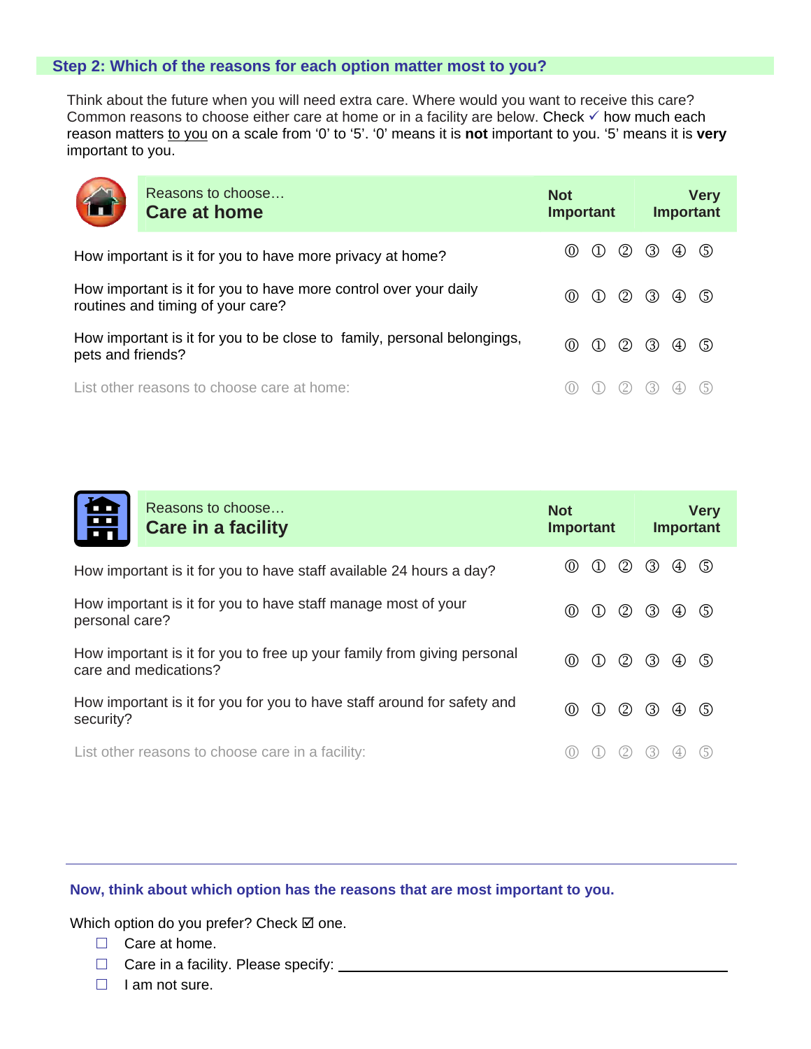## Step 2: Which of the reasons for each option matter most to you?

Think about the future when you will need extra care. Where would you want to receive this care? Common reasons to choose either care at home or in a facility are below. Check ✓ how much each reason matters to you on a scale from '0' to '5'. '0' means it is **not** important to you. '5' means it is **very** important to you.

| Reasons to choose… **Care at home** | Not Important | | | | | Very Important |
|---|---|---|---|---|---|---|
| How important is it for you to have more privacy at home? | ⓪ | ① | ② | ③ | ④ | ⑤ |
| How important is it for you to have more control over your daily routines and timing of your care? | ⓪ | ① | ② | ③ | ④ | ⑤ |
| How important is it for you to be close to family, personal belongings, pets and friends? | ⓪ | ① | ② | ③ | ④ | ⑤ |
| List other reasons to choose care at home: | ⓪ | ① | ② | ③ | ④ | ⑤ |

| Reasons to choose… **Care in a facility** | Not Important | | | | | Very Important |
|---|---|---|---|---|---|---|
| How important is it for you to have staff available 24 hours a day? | ⓪ | ① | ② | ③ | ④ | ⑤ |
| How important is it for you to have staff manage most of your personal care? | ⓪ | ① | ② | ③ | ④ | ⑤ |
| How important is it for you to free up your family from giving personal care and medications? | ⓪ | ① | ② | ③ | ④ | ⑤ |
| How important is it for you for you to have staff around for safety and security? | ⓪ | ① | ② | ③ | ④ | ⑤ |
| List other reasons to choose care in a facility: | ⓪ | ① | ② | ③ | ④ | ⑤ |

---

**Now, think about which option has the reasons that are most important to you.**

Which option do you prefer? Check ☑ one.

- ☐ Care at home.
- ☐ Care in a facility. Please specify: ______________________________
- ☐ I am not sure.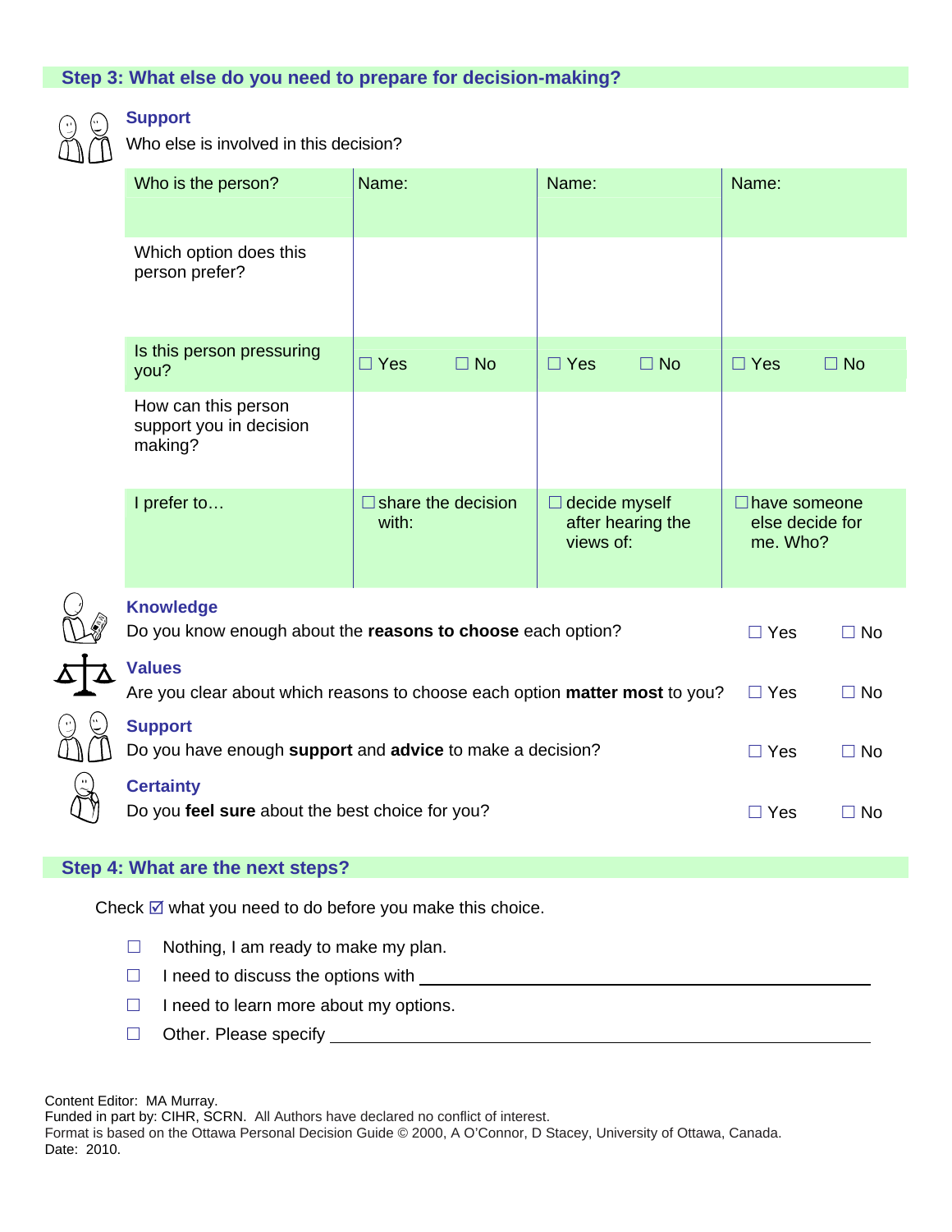## Step 3: What else do you need to prepare for decision-making?

**Support**

Who else is involved in this decision?

| | | | |
|---|---|---|---|
| Who is the person? | Name: | Name: | Name: |
| Which option does this person prefer? | | | |
| Is this person pressuring you? | ☐ Yes ☐ No | ☐ Yes ☐ No | ☐ Yes ☐ No |
| How can this person support you in decision making? | | | |
| I prefer to… | ☐ share the decision with: | ☐ decide myself after hearing the views of: | ☐ have someone else decide for me. Who? |

**Knowledge**

Do you know enough about the **reasons to choose** each option? ☐ Yes ☐ No

**Values**

Are you clear about which reasons to choose each option **matter most** to you? ☐ Yes ☐ No

**Support**

Do you have enough **support** and **advice** to make a decision? ☐ Yes ☐ No

**Certainty**

Do you **feel sure** about the best choice for you? ☐ Yes ☐ No

## Step 4: What are the next steps?

Check ☑ what you need to do before you make this choice.

- ☐ Nothing, I am ready to make my plan.
- ☐ I need to discuss the options with ______________________________
- ☐ I need to learn more about my options.
- ☐ Other. Please specify ______________________________

Content Editor: MA Murray.
Funded in part by: CIHR, SCRN. All Authors have declared no conflict of interest.
Format is based on the Ottawa Personal Decision Guide © 2000, A O'Connor, D Stacey, University of Ottawa, Canada.
Date: 2010.